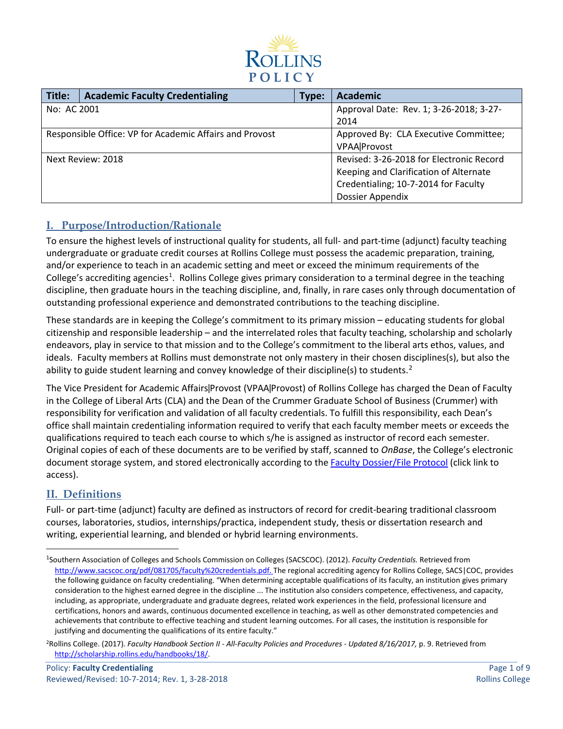ROLLINS POLICY

| Title: | Academic Faculty Credentialing | Type: | Academic |
|---|---|---|---|
| No: AC 2001 | | | Approval Date: Rev. 1; 3-26-2018; 3-27-2014 |
| Responsible Office: VP for Academic Affairs and Provost | | | Approved By: CLA Executive Committee; VPAA\|Provost |
| Next Review: 2018 | | | Revised: 3-26-2018 for Electronic Record Keeping and Clarification of Alternate Credentialing; 10-7-2014 for Faculty Dossier Appendix |

## I. Purpose/Introduction/Rationale

To ensure the highest levels of instructional quality for students, all full- and part-time (adjunct) faculty teaching undergraduate or graduate credit courses at Rollins College must possess the academic preparation, training, and/or experience to teach in an academic setting and meet or exceed the minimum requirements of the College's accrediting agencies[1]. Rollins College gives primary consideration to a terminal degree in the teaching discipline, then graduate hours in the teaching discipline, and, finally, in rare cases only through documentation of outstanding professional experience and demonstrated contributions to the teaching discipline.

These standards are in keeping the College's commitment to its primary mission – educating students for global citizenship and responsible leadership – and the interrelated roles that faculty teaching, scholarship and scholarly endeavors, play in service to that mission and to the College's commitment to the liberal arts ethos, values, and ideals. Faculty members at Rollins must demonstrate not only mastery in their chosen disciplines(s), but also the ability to guide student learning and convey knowledge of their discipline(s) to students.[2]

The Vice President for Academic Affairs|Provost (VPAA|Provost) of Rollins College has charged the Dean of Faculty in the College of Liberal Arts (CLA) and the Dean of the Crummer Graduate School of Business (Crummer) with responsibility for verification and validation of all faculty credentials. To fulfill this responsibility, each Dean's office shall maintain credentialing information required to verify that each faculty member meets or exceeds the qualifications required to teach each course to which s/he is assigned as instructor of record each semester. Original copies of each of these documents are to be verified by staff, scanned to *OnBase*, the College's electronic document storage system, and stored electronically according to the Faculty Dossier/File Protocol (click link to access).

## II. Definitions

Full- or part-time (adjunct) faculty are defined as instructors of record for credit-bearing traditional classroom courses, laboratories, studios, internships/practica, independent study, thesis or dissertation research and writing, experiential learning, and blended or hybrid learning environments.

---

[1] Southern Association of Colleges and Schools Commission on Colleges (SACSCOC). (2012). *Faculty Credentials.* Retrieved from http://www.sacscoc.org/pdf/081705/faculty%20credentials.pdf. The regional accrediting agency for Rollins College, SACS|COC, provides the following guidance on faculty credentialing. "When determining acceptable qualifications of its faculty, an institution gives primary consideration to the highest earned degree in the discipline ... The institution also considers competence, effectiveness, and capacity, including, as appropriate, undergraduate and graduate degrees, related work experiences in the field, professional licensure and certifications, honors and awards, continuous documented excellence in teaching, as well as other demonstrated competencies and achievements that contribute to effective teaching and student learning outcomes. For all cases, the institution is responsible for justifying and documenting the qualifications of its entire faculty."

[2] Rollins College. (2017). *Faculty Handbook Section II - All-Faculty Policies and Procedures - Updated 8/16/2017,* p. 9. Retrieved from http://scholarship.rollins.edu/handbooks/18/.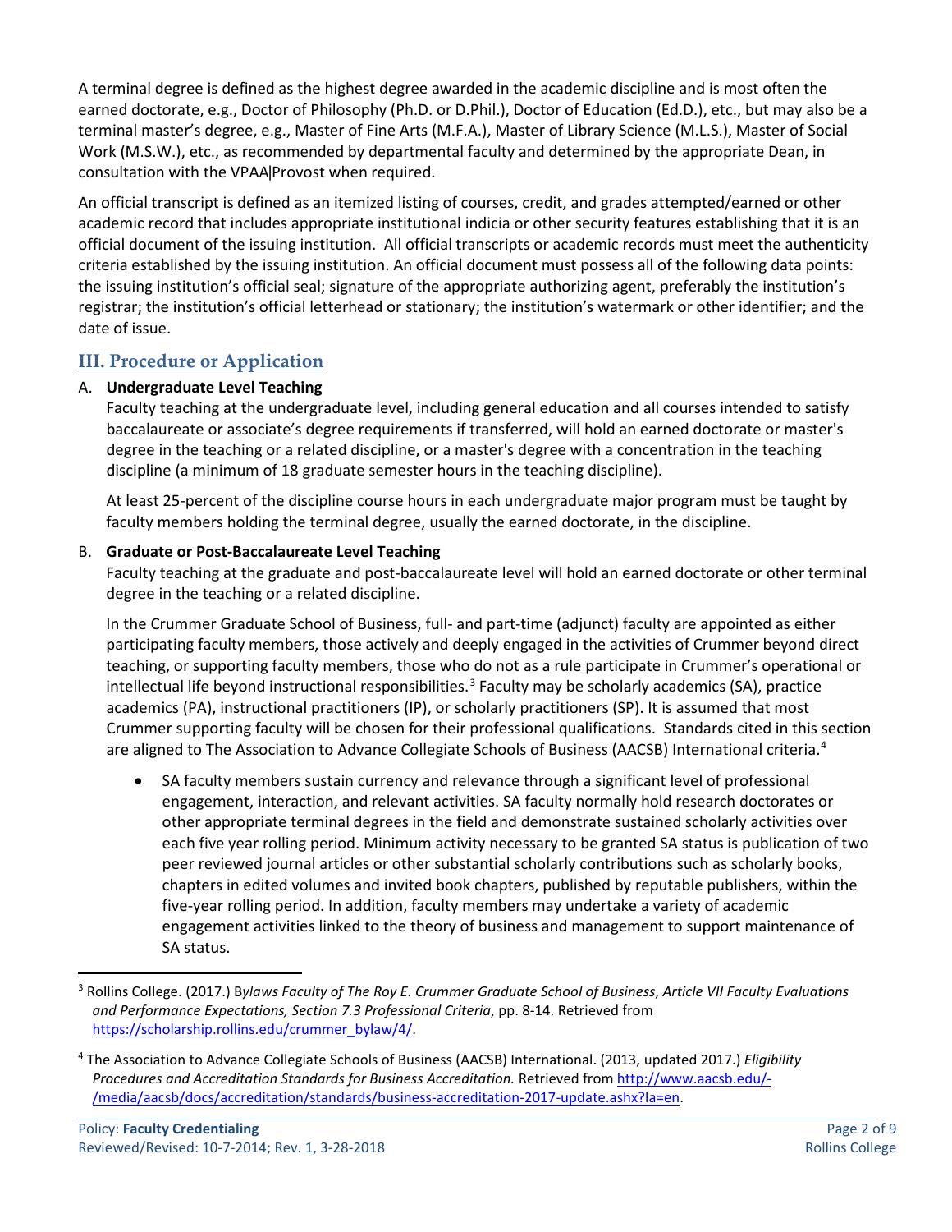A terminal degree is defined as the highest degree awarded in the academic discipline and is most often the earned doctorate, e.g., Doctor of Philosophy (Ph.D. or D.Phil.), Doctor of Education (Ed.D.), etc., but may also be a terminal master's degree, e.g., Master of Fine Arts (M.F.A.), Master of Library Science (M.L.S.), Master of Social Work (M.S.W.), etc., as recommended by departmental faculty and determined by the appropriate Dean, in consultation with the VPAA|Provost when required.

An official transcript is defined as an itemized listing of courses, credit, and grades attempted/earned or other academic record that includes appropriate institutional indicia or other security features establishing that it is an official document of the issuing institution. All official transcripts or academic records must meet the authenticity criteria established by the issuing institution. An official document must possess all of the following data points: the issuing institution's official seal; signature of the appropriate authorizing agent, preferably the institution's registrar; the institution's official letterhead or stationary; the institution's watermark or other identifier; and the date of issue.

## III. Procedure or Application

A. **Undergraduate Level Teaching**

Faculty teaching at the undergraduate level, including general education and all courses intended to satisfy baccalaureate or associate's degree requirements if transferred, will hold an earned doctorate or master's degree in the teaching or a related discipline, or a master's degree with a concentration in the teaching discipline (a minimum of 18 graduate semester hours in the teaching discipline).

At least 25-percent of the discipline course hours in each undergraduate major program must be taught by faculty members holding the terminal degree, usually the earned doctorate, in the discipline.

B. **Graduate or Post-Baccalaureate Level Teaching**

Faculty teaching at the graduate and post-baccalaureate level will hold an earned doctorate or other terminal degree in the teaching or a related discipline.

In the Crummer Graduate School of Business, full- and part-time (adjunct) faculty are appointed as either participating faculty members, those actively and deeply engaged in the activities of Crummer beyond direct teaching, or supporting faculty members, those who do not as a rule participate in Crummer's operational or intellectual life beyond instructional responsibilities.[3] Faculty may be scholarly academics (SA), practice academics (PA), instructional practitioners (IP), or scholarly practitioners (SP). It is assumed that most Crummer supporting faculty will be chosen for their professional qualifications. Standards cited in this section are aligned to The Association to Advance Collegiate Schools of Business (AACSB) International criteria.[4]

- SA faculty members sustain currency and relevance through a significant level of professional engagement, interaction, and relevant activities. SA faculty normally hold research doctorates or other appropriate terminal degrees in the field and demonstrate sustained scholarly activities over each five year rolling period. Minimum activity necessary to be granted SA status is publication of two peer reviewed journal articles or other substantial scholarly contributions such as scholarly books, chapters in edited volumes and invited book chapters, published by reputable publishers, within the five-year rolling period. In addition, faculty members may undertake a variety of academic engagement activities linked to the theory of business and management to support maintenance of SA status.

---

[3] Rollins College. (2017.) B*ylaws Faculty of The Roy E. Crummer Graduate School of Business*, *Article VII Faculty Evaluations and Performance Expectations, Section 7.3 Professional Criteria*, pp. 8-14. Retrieved from https://scholarship.rollins.edu/crummer_bylaw/4/.

[4] The Association to Advance Collegiate Schools of Business (AACSB) International. (2013, updated 2017.) *Eligibility Procedures and Accreditation Standards for Business Accreditation.* Retrieved from http://www.aacsb.edu/-/media/aacsb/docs/accreditation/standards/business-accreditation-2017-update.ashx?la=en.

Policy: **Faculty Credentialing**
Reviewed/Revised: 10-7-2014; Rev. 1, 3-28-2018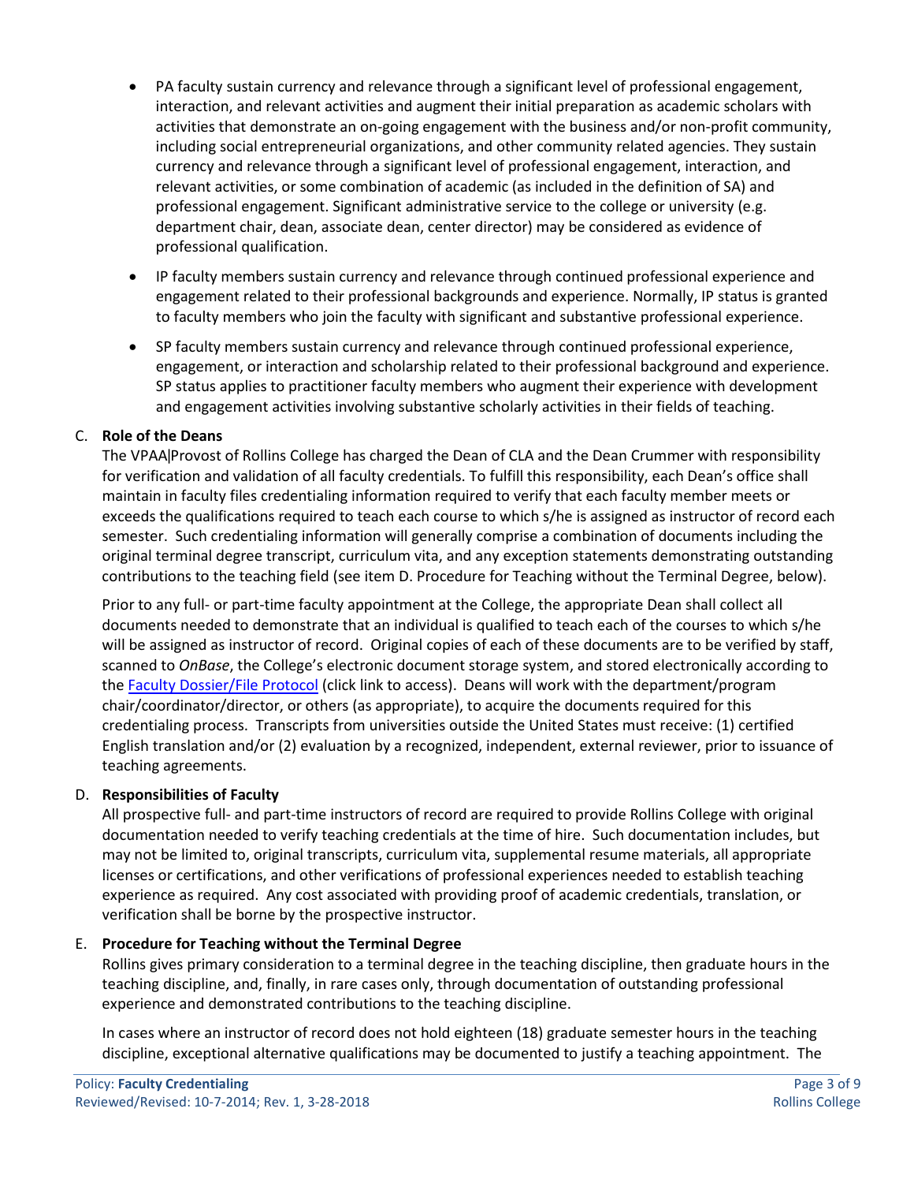- PA faculty sustain currency and relevance through a significant level of professional engagement, interaction, and relevant activities and augment their initial preparation as academic scholars with activities that demonstrate an on-going engagement with the business and/or non-profit community, including social entrepreneurial organizations, and other community related agencies. They sustain currency and relevance through a significant level of professional engagement, interaction, and relevant activities, or some combination of academic (as included in the definition of SA) and professional engagement. Significant administrative service to the college or university (e.g. department chair, dean, associate dean, center director) may be considered as evidence of professional qualification.
- IP faculty members sustain currency and relevance through continued professional experience and engagement related to their professional backgrounds and experience. Normally, IP status is granted to faculty members who join the faculty with significant and substantive professional experience.
- SP faculty members sustain currency and relevance through continued professional experience, engagement, or interaction and scholarship related to their professional background and experience. SP status applies to practitioner faculty members who augment their experience with development and engagement activities involving substantive scholarly activities in their fields of teaching.

C. **Role of the Deans**

The VPAA|Provost of Rollins College has charged the Dean of CLA and the Dean Crummer with responsibility for verification and validation of all faculty credentials. To fulfill this responsibility, each Dean's office shall maintain in faculty files credentialing information required to verify that each faculty member meets or exceeds the qualifications required to teach each course to which s/he is assigned as instructor of record each semester. Such credentialing information will generally comprise a combination of documents including the original terminal degree transcript, curriculum vita, and any exception statements demonstrating outstanding contributions to the teaching field (see item D. Procedure for Teaching without the Terminal Degree, below).

Prior to any full- or part-time faculty appointment at the College, the appropriate Dean shall collect all documents needed to demonstrate that an individual is qualified to teach each of the courses to which s/he will be assigned as instructor of record. Original copies of each of these documents are to be verified by staff, scanned to *OnBase*, the College's electronic document storage system, and stored electronically according to the Faculty Dossier/File Protocol (click link to access). Deans will work with the department/program chair/coordinator/director, or others (as appropriate), to acquire the documents required for this credentialing process. Transcripts from universities outside the United States must receive: (1) certified English translation and/or (2) evaluation by a recognized, independent, external reviewer, prior to issuance of teaching agreements.

D. **Responsibilities of Faculty**

All prospective full- and part-time instructors of record are required to provide Rollins College with original documentation needed to verify teaching credentials at the time of hire. Such documentation includes, but may not be limited to, original transcripts, curriculum vita, supplemental resume materials, all appropriate licenses or certifications, and other verifications of professional experiences needed to establish teaching experience as required. Any cost associated with providing proof of academic credentials, translation, or verification shall be borne by the prospective instructor.

E. **Procedure for Teaching without the Terminal Degree**

Rollins gives primary consideration to a terminal degree in the teaching discipline, then graduate hours in the teaching discipline, and, finally, in rare cases only, through documentation of outstanding professional experience and demonstrated contributions to the teaching discipline.

In cases where an instructor of record does not hold eighteen (18) graduate semester hours in the teaching discipline, exceptional alternative qualifications may be documented to justify a teaching appointment. The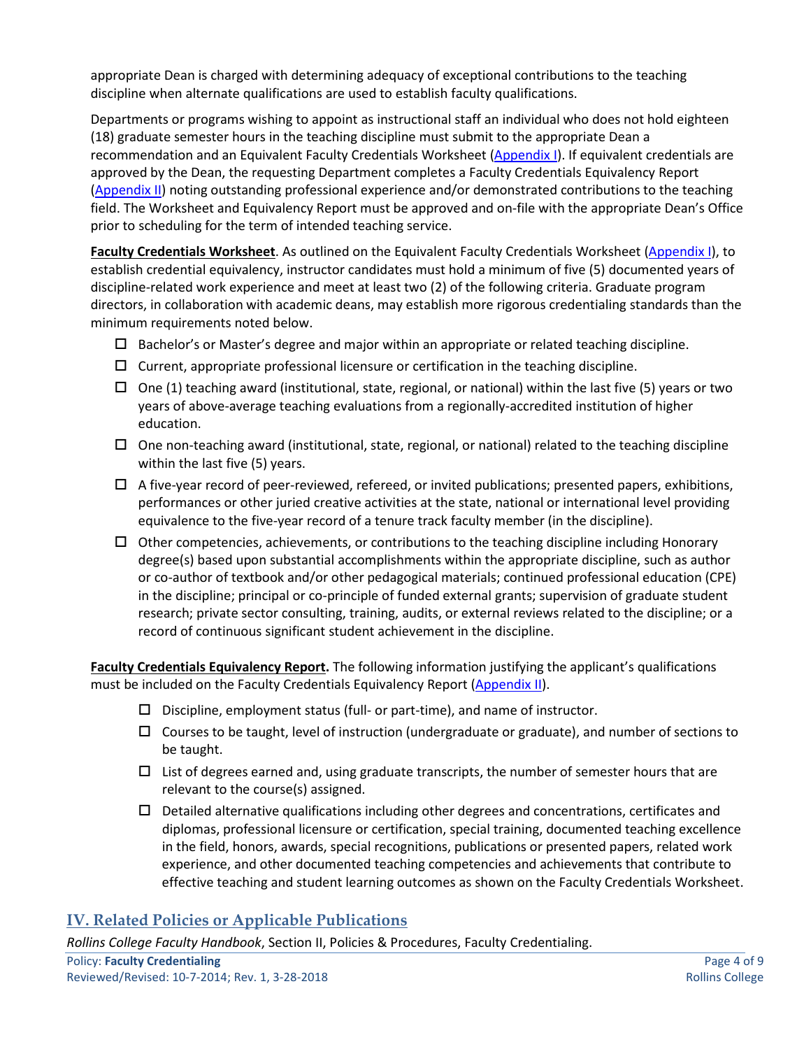appropriate Dean is charged with determining adequacy of exceptional contributions to the teaching discipline when alternate qualifications are used to establish faculty qualifications.

Departments or programs wishing to appoint as instructional staff an individual who does not hold eighteen (18) graduate semester hours in the teaching discipline must submit to the appropriate Dean a recommendation and an Equivalent Faculty Credentials Worksheet (Appendix I). If equivalent credentials are approved by the Dean, the requesting Department completes a Faculty Credentials Equivalency Report (Appendix II) noting outstanding professional experience and/or demonstrated contributions to the teaching field. The Worksheet and Equivalency Report must be approved and on-file with the appropriate Dean's Office prior to scheduling for the term of intended teaching service.

**Faculty Credentials Worksheet**. As outlined on the Equivalent Faculty Credentials Worksheet (Appendix I), to establish credential equivalency, instructor candidates must hold a minimum of five (5) documented years of discipline-related work experience and meet at least two (2) of the following criteria. Graduate program directors, in collaboration with academic deans, may establish more rigorous credentialing standards than the minimum requirements noted below.

- ☐ Bachelor's or Master's degree and major within an appropriate or related teaching discipline.
- ☐ Current, appropriate professional licensure or certification in the teaching discipline.
- ☐ One (1) teaching award (institutional, state, regional, or national) within the last five (5) years or two years of above-average teaching evaluations from a regionally-accredited institution of higher education.
- ☐ One non-teaching award (institutional, state, regional, or national) related to the teaching discipline within the last five (5) years.
- ☐ A five-year record of peer-reviewed, refereed, or invited publications; presented papers, exhibitions, performances or other juried creative activities at the state, national or international level providing equivalence to the five-year record of a tenure track faculty member (in the discipline).
- ☐ Other competencies, achievements, or contributions to the teaching discipline including Honorary degree(s) based upon substantial accomplishments within the appropriate discipline, such as author or co-author of textbook and/or other pedagogical materials; continued professional education (CPE) in the discipline; principal or co-principle of funded external grants; supervision of graduate student research; private sector consulting, training, audits, or external reviews related to the discipline; or a record of continuous significant student achievement in the discipline.

**Faculty Credentials Equivalency Report.** The following information justifying the applicant's qualifications must be included on the Faculty Credentials Equivalency Report (Appendix II).

- ☐ Discipline, employment status (full- or part-time), and name of instructor.
- ☐ Courses to be taught, level of instruction (undergraduate or graduate), and number of sections to be taught.
- ☐ List of degrees earned and, using graduate transcripts, the number of semester hours that are relevant to the course(s) assigned.
- ☐ Detailed alternative qualifications including other degrees and concentrations, certificates and diplomas, professional licensure or certification, special training, documented teaching excellence in the field, honors, awards, special recognitions, publications or presented papers, related work experience, and other documented teaching competencies and achievements that contribute to effective teaching and student learning outcomes as shown on the Faculty Credentials Worksheet.

## IV. Related Policies or Applicable Publications

*Rollins College Faculty Handbook*, Section II, Policies & Procedures, Faculty Credentialing.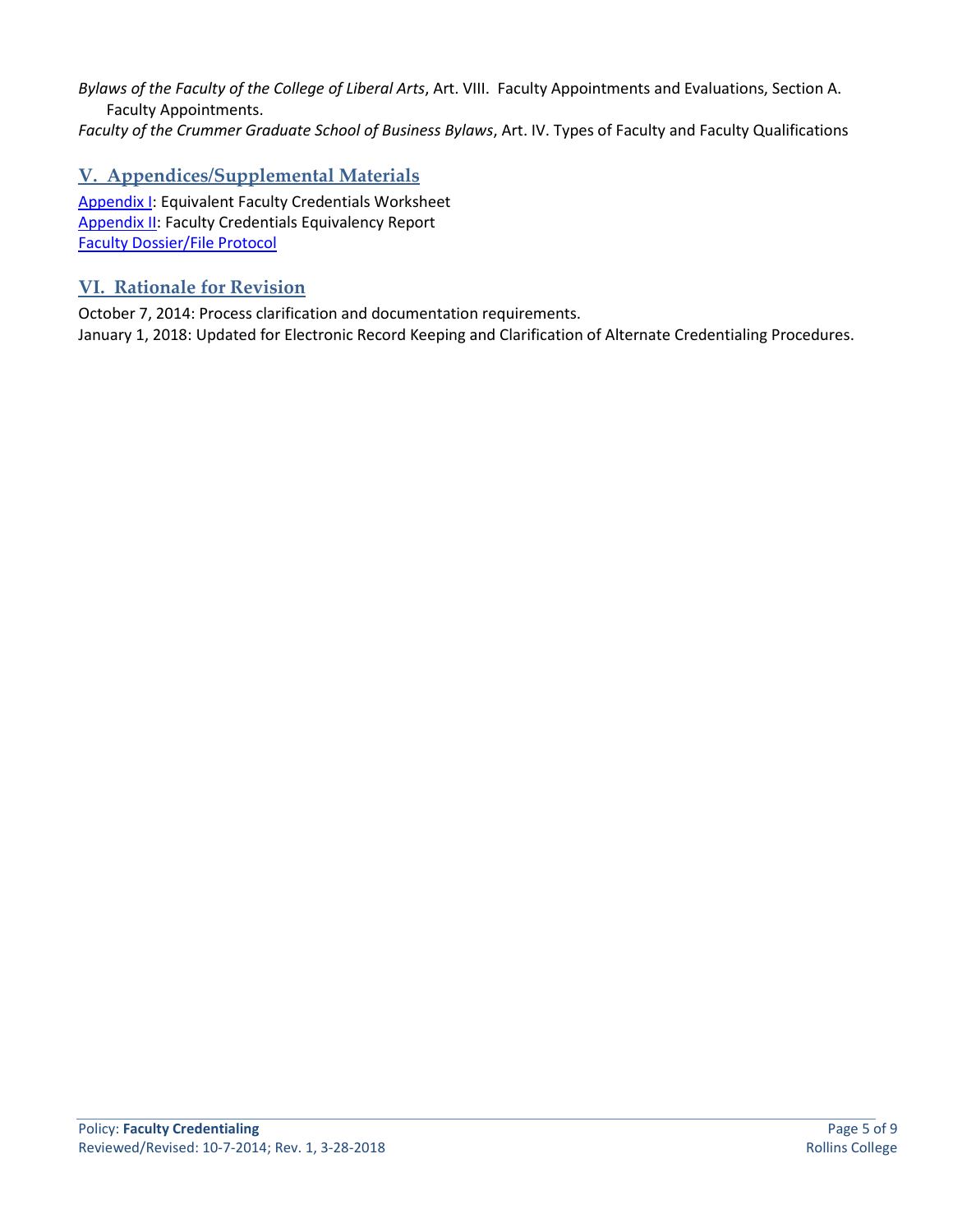*Bylaws of the Faculty of the College of Liberal Arts*, Art. VIII. Faculty Appointments and Evaluations, Section A. Faculty Appointments.

*Faculty of the Crummer Graduate School of Business Bylaws*, Art. IV. Types of Faculty and Faculty Qualifications

## V. Appendices/Supplemental Materials

Appendix I: Equivalent Faculty Credentials Worksheet
Appendix II: Faculty Credentials Equivalency Report
Faculty Dossier/File Protocol

## VI. Rationale for Revision

October 7, 2014: Process clarification and documentation requirements.
January 1, 2018: Updated for Electronic Record Keeping and Clarification of Alternate Credentialing Procedures.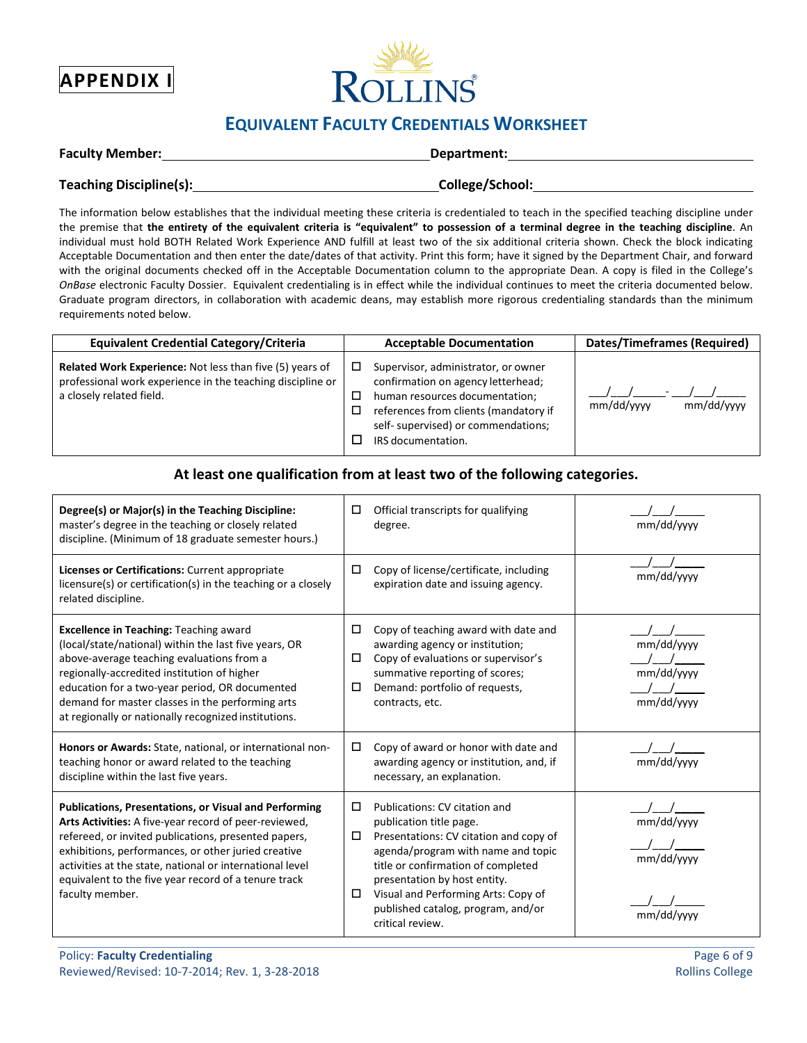**APPENDIX I**

# ROLLINS

## EQUIVALENT FACULTY CREDENTIALS WORKSHEET

**Faculty Member:** ______________________________ **Department:** ______________________________

**Teaching Discipline(s):** ______________________________ **College/School:** ______________________________

The information below establishes that the individual meeting these criteria is credentialed to teach in the specified teaching discipline under the premise that **the entirety of the equivalent criteria is "equivalent" to possession of a terminal degree in the teaching discipline**. An individual must hold BOTH Related Work Experience AND fulfill at least two of the six additional criteria shown. Check the block indicating Acceptable Documentation and then enter the date/dates of that activity. Print this form; have it signed by the Department Chair, and forward with the original documents checked off in the Acceptable Documentation column to the appropriate Dean. A copy is filed in the College's *OnBase* electronic Faculty Dossier. Equivalent credentialing is in effect while the individual continues to meet the criteria documented below. Graduate program directors, in collaboration with academic deans, may establish more rigorous credentialing standards than the minimum requirements noted below.

| Equivalent Credential Category/Criteria | Acceptable Documentation | Dates/Timeframes (Required) |
|---|---|---|
| **Related Work Experience:** Not less than five (5) years of professional work experience in the teaching discipline or a closely related field. | ☐ Supervisor, administrator, or owner confirmation on agency letterhead;<br>☐ human resources documentation;<br>☐ references from clients (mandatory if self- supervised) or commendations;<br>☐ IRS documentation. | ___/___/_____ - ___/___/_____<br>mm/dd/yyyy mm/dd/yyyy |

### At least one qualification from at least two of the following categories.

| | | |
|---|---|---|
| **Degree(s) or Major(s) in the Teaching Discipline:** master's degree in the teaching or closely related discipline. (Minimum of 18 graduate semester hours.) | ☐ Official transcripts for qualifying degree. | ___/___/_____<br>mm/dd/yyyy |
| **Licenses or Certifications:** Current appropriate licensure(s) or certification(s) in the teaching or a closely related discipline. | ☐ Copy of license/certificate, including expiration date and issuing agency. | ___/___/_____<br>mm/dd/yyyy |
| **Excellence in Teaching:** Teaching award (local/state/national) within the last five years, OR above-average teaching evaluations from a regionally-accredited institution of higher education for a two-year period, OR documented demand for master classes in the performing arts at regionally or nationally recognized institutions. | ☐ Copy of teaching award with date and awarding agency or institution;<br>☐ Copy of evaluations or supervisor's summative reporting of scores;<br>☐ Demand: portfolio of requests, contracts, etc. | ___/___/_____<br>mm/dd/yyyy<br>___/___/_____<br>mm/dd/yyyy<br>___/___/_____<br>mm/dd/yyyy |
| **Honors or Awards:** State, national, or international non-teaching honor or award related to the teaching discipline within the last five years. | ☐ Copy of award or honor with date and awarding agency or institution, and, if necessary, an explanation. | ___/___/_____<br>mm/dd/yyyy |
| **Publications, Presentations, or Visual and Performing Arts Activities:** A five-year record of peer-reviewed, refereed, or invited publications, presented papers, exhibitions, performances, or other juried creative activities at the state, national or international level equivalent to the five year record of a tenure track faculty member. | ☐ Publications: CV citation and publication title page.<br>☐ Presentations: CV citation and copy of agenda/program with name and topic title or confirmation of completed presentation by host entity.<br>☐ Visual and Performing Arts: Copy of published catalog, program, and/or critical review. | ___/___/_____<br>mm/dd/yyyy<br>___/___/_____<br>mm/dd/yyyy<br>___/___/_____<br>mm/dd/yyyy |

Policy: **Faculty Credentialing**
Reviewed/Revised: 10-7-2014; Rev. 1, 3-28-2018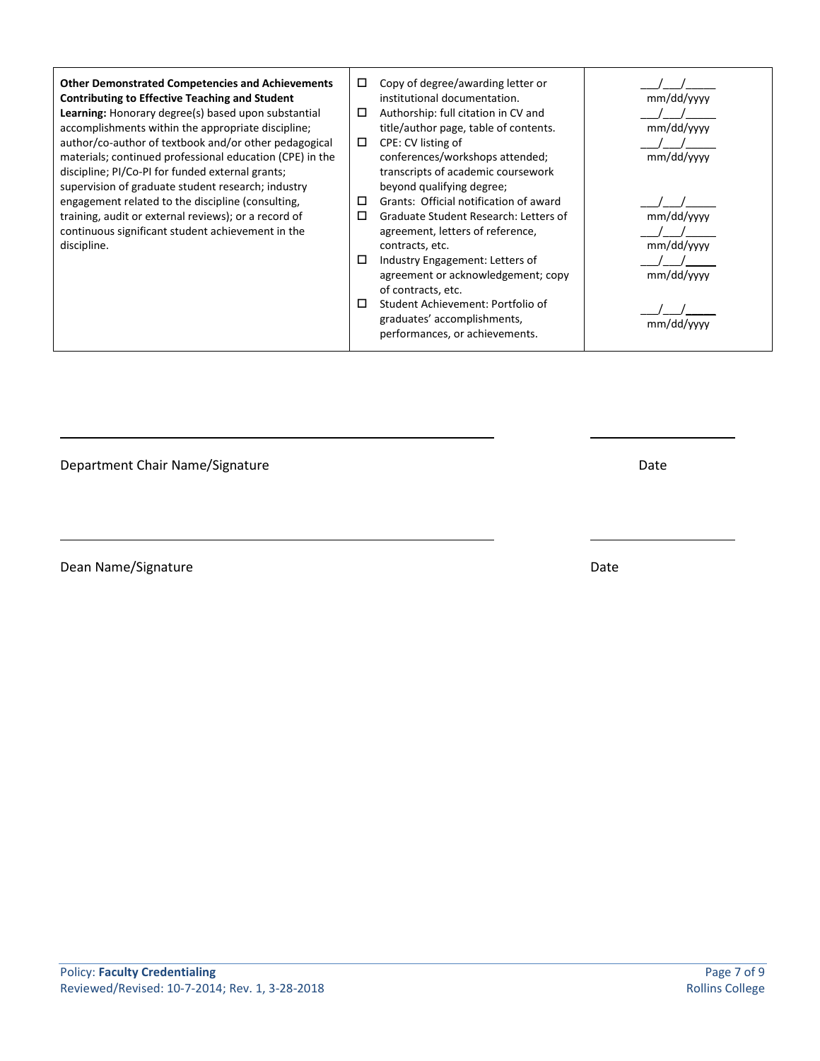| **Other Demonstrated Competencies and Achievements Contributing to Effective Teaching and Student Learning:** Honorary degree(s) based upon substantial accomplishments within the appropriate discipline; author/co-author of textbook and/or other pedagogical materials; continued professional education (CPE) in the discipline; PI/Co-PI for funded external grants; supervision of graduate student research; industry engagement related to the discipline (consulting, training, audit or external reviews); or a record of continuous significant student achievement in the discipline. | ☐ Copy of degree/awarding letter or institutional documentation.<br>☐ Authorship: full citation in CV and title/author page, table of contents.<br>☐ CPE: CV listing of conferences/workshops attended; transcripts of academic coursework beyond qualifying degree;<br>☐ Grants: Official notification of award<br>☐ Graduate Student Research: Letters of agreement, letters of reference, contracts, etc.<br>☐ Industry Engagement: Letters of agreement or acknowledgement; copy of contracts, etc.<br>☐ Student Achievement: Portfolio of graduates' accomplishments, performances, or achievements. | ___/___/_____ mm/dd/yyyy<br>___/___/_____ mm/dd/yyyy<br>___/___/_____ mm/dd/yyyy<br>___/___/_____ mm/dd/yyyy<br>___/___/_____ mm/dd/yyyy<br>___/___/_____ mm/dd/yyyy<br>___/___/_____ mm/dd/yyyy |
|---|---|---|

_______________________________________________ _______________________

Department Chair Name/Signature Date

_______________________________________________ _______________________

Dean Name/Signature Date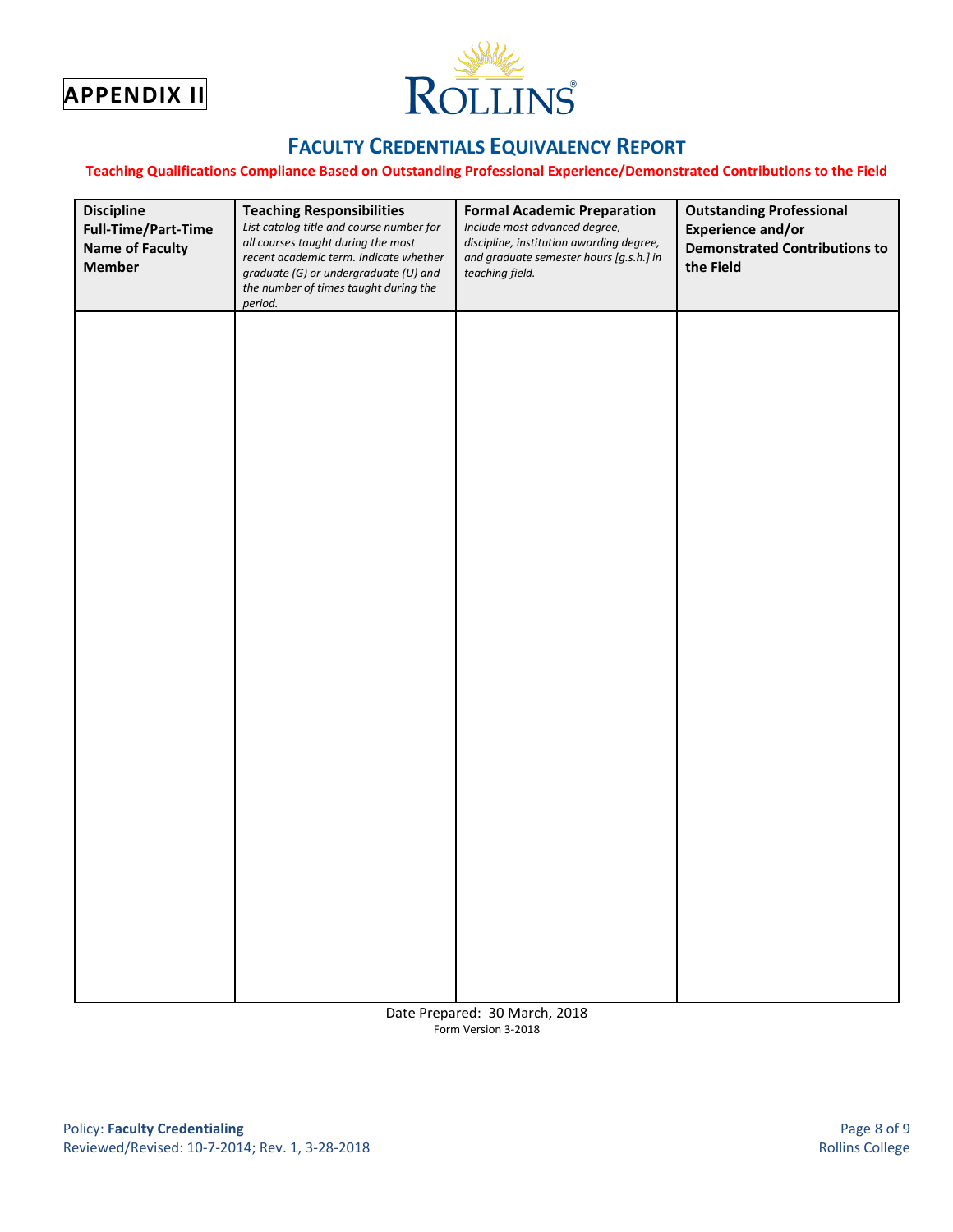**APPENDIX II**

ROLLINS®

## FACULTY CREDENTIALS EQUIVALENCY REPORT

**Teaching Qualifications Compliance Based on Outstanding Professional Experience/Demonstrated Contributions to the Field**

| **Discipline**<br>**Full-Time/Part-Time**<br>**Name of Faculty Member** | **Teaching Responsibilities**<br>*List catalog title and course number for all courses taught during the most recent academic term. Indicate whether graduate (G) or undergraduate (U) and the number of times taught during the period.* | **Formal Academic Preparation**<br>*Include most advanced degree, discipline, institution awarding degree, and graduate semester hours [g.s.h.] in teaching field.* | **Outstanding Professional Experience and/or Demonstrated Contributions to the Field** |
|---|---|---|---|
| | | | |

Date Prepared: 30 March, 2018
Form Version 3-2018

Policy: **Faculty Credentialing**
Reviewed/Revised: 10-7-2014; Rev. 1, 3-28-2018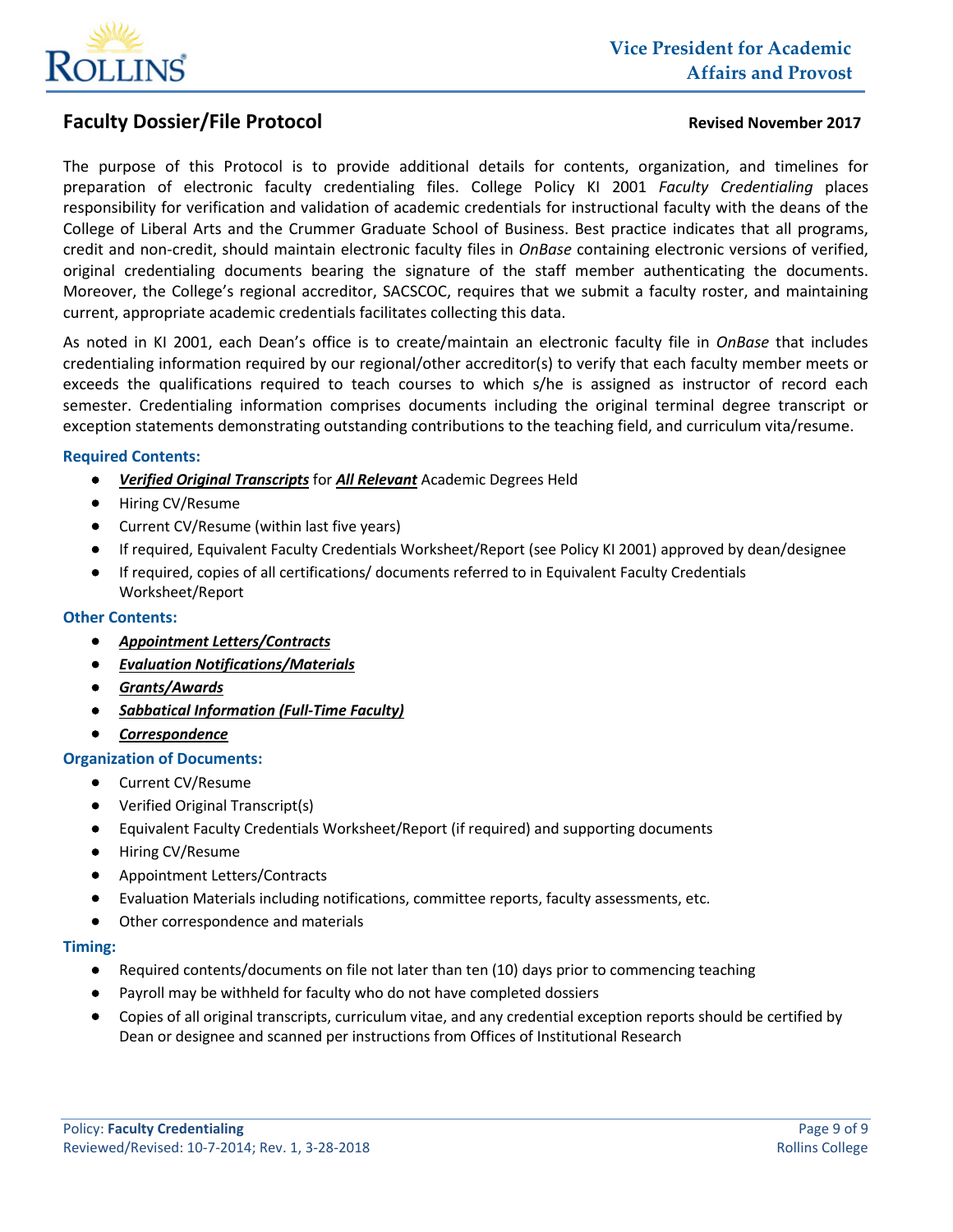## Faculty Dossier/File Protocol

**Revised November 2017**

The purpose of this Protocol is to provide additional details for contents, organization, and timelines for preparation of electronic faculty credentialing files. College Policy KI 2001 *Faculty Credentialing* places responsibility for verification and validation of academic credentials for instructional faculty with the deans of the College of Liberal Arts and the Crummer Graduate School of Business. Best practice indicates that all programs, credit and non-credit, should maintain electronic faculty files in *OnBase* containing electronic versions of verified, original credentialing documents bearing the signature of the staff member authenticating the documents. Moreover, the College's regional accreditor, SACSCOC, requires that we submit a faculty roster, and maintaining current, appropriate academic credentials facilitates collecting this data.

As noted in KI 2001, each Dean's office is to create/maintain an electronic faculty file in *OnBase* that includes credentialing information required by our regional/other accreditor(s) to verify that each faculty member meets or exceeds the qualifications required to teach courses to which s/he is assigned as instructor of record each semester. Credentialing information comprises documents including the original terminal degree transcript or exception statements demonstrating outstanding contributions to the teaching field, and curriculum vita/resume.

### Required Contents:

- ***Verified Original Transcripts*** for ***All Relevant*** Academic Degrees Held
- Hiring CV/Resume
- Current CV/Resume (within last five years)
- If required, Equivalent Faculty Credentials Worksheet/Report (see Policy KI 2001) approved by dean/designee
- If required, copies of all certifications/ documents referred to in Equivalent Faculty Credentials Worksheet/Report

### Other Contents:

- ***Appointment Letters/Contracts***
- ***Evaluation Notifications/Materials***
- ***Grants/Awards***
- ***Sabbatical Information (Full-Time Faculty)***
- ***Correspondence***

### Organization of Documents:

- Current CV/Resume
- Verified Original Transcript(s)
- Equivalent Faculty Credentials Worksheet/Report (if required) and supporting documents
- Hiring CV/Resume
- Appointment Letters/Contracts
- Evaluation Materials including notifications, committee reports, faculty assessments, etc.
- Other correspondence and materials

### Timing:

- Required contents/documents on file not later than ten (10) days prior to commencing teaching
- Payroll may be withheld for faculty who do not have completed dossiers
- Copies of all original transcripts, curriculum vitae, and any credential exception reports should be certified by Dean or designee and scanned per instructions from Offices of Institutional Research